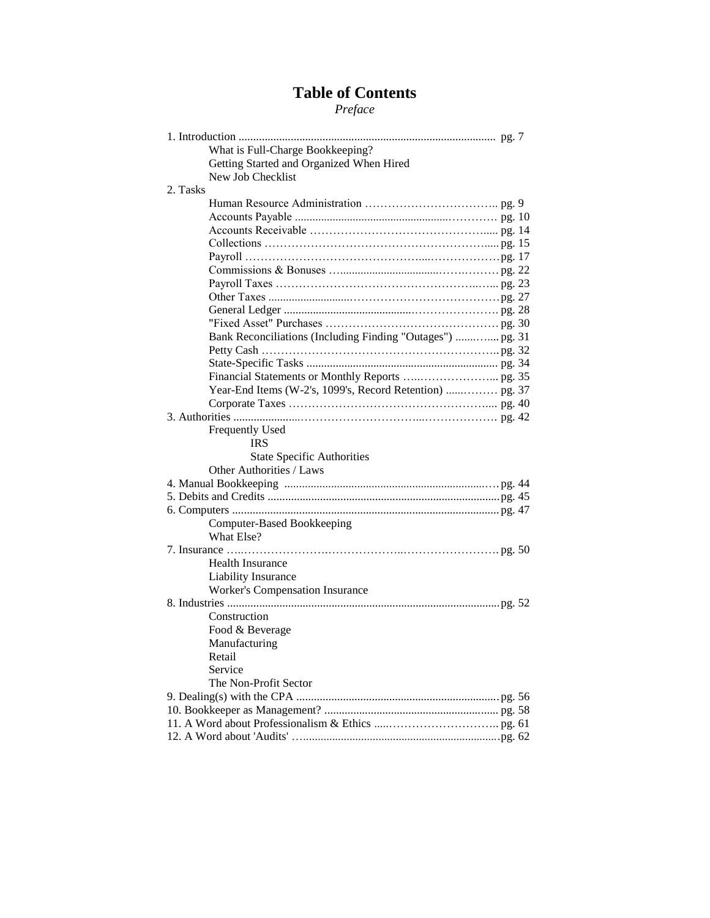# Table of Contents

*Preface*

1. Introduction ... pg. 7
    - What is Full-Charge Bookkeeping?
    - Getting Started and Organized When Hired
    - New Job Checklist
2. Tasks
    - Human Resource Administration ... pg. 9
    - Accounts Payable ... pg. 10
    - Accounts Receivable ... pg. 14
    - Collections ... pg. 15
    - Payroll ... pg. 17
    - Commissions & Bonuses ... pg. 22
    - Payroll Taxes ... pg. 23
    - Other Taxes ... pg. 27
    - General Ledger ... pg. 28
    - "Fixed Asset" Purchases ... pg. 30
    - Bank Reconciliations (Including Finding "Outages") ... pg. 31
    - Petty Cash ... pg. 32
    - State-Specific Tasks ... pg. 34
    - Financial Statements or Monthly Reports ... pg. 35
    - Year-End Items (W-2's, 1099's, Record Retention) ... pg. 37
    - Corporate Taxes ... pg. 40
3. Authorities ... pg. 42
    - Frequently Used
        - IRS
        - State Specific Authorities
    - Other Authorities / Laws
4. Manual Bookkeeping ... pg. 44
5. Debits and Credits ... pg. 45
6. Computers ... pg. 47
    - Computer-Based Bookkeeping
    - What Else?
7. Insurance ... pg. 50
    - Health Insurance
    - Liability Insurance
    - Worker's Compensation Insurance
8. Industries ... pg. 52
    - Construction
    - Food & Beverage
    - Manufacturing
    - Retail
    - Service
    - The Non-Profit Sector
9. Dealing(s) with the CPA ... pg. 56
10. Bookkeeper as Management? ... pg. 58
11. A Word about Professionalism & Ethics ... pg. 61
12. A Word about 'Audits' ... pg. 62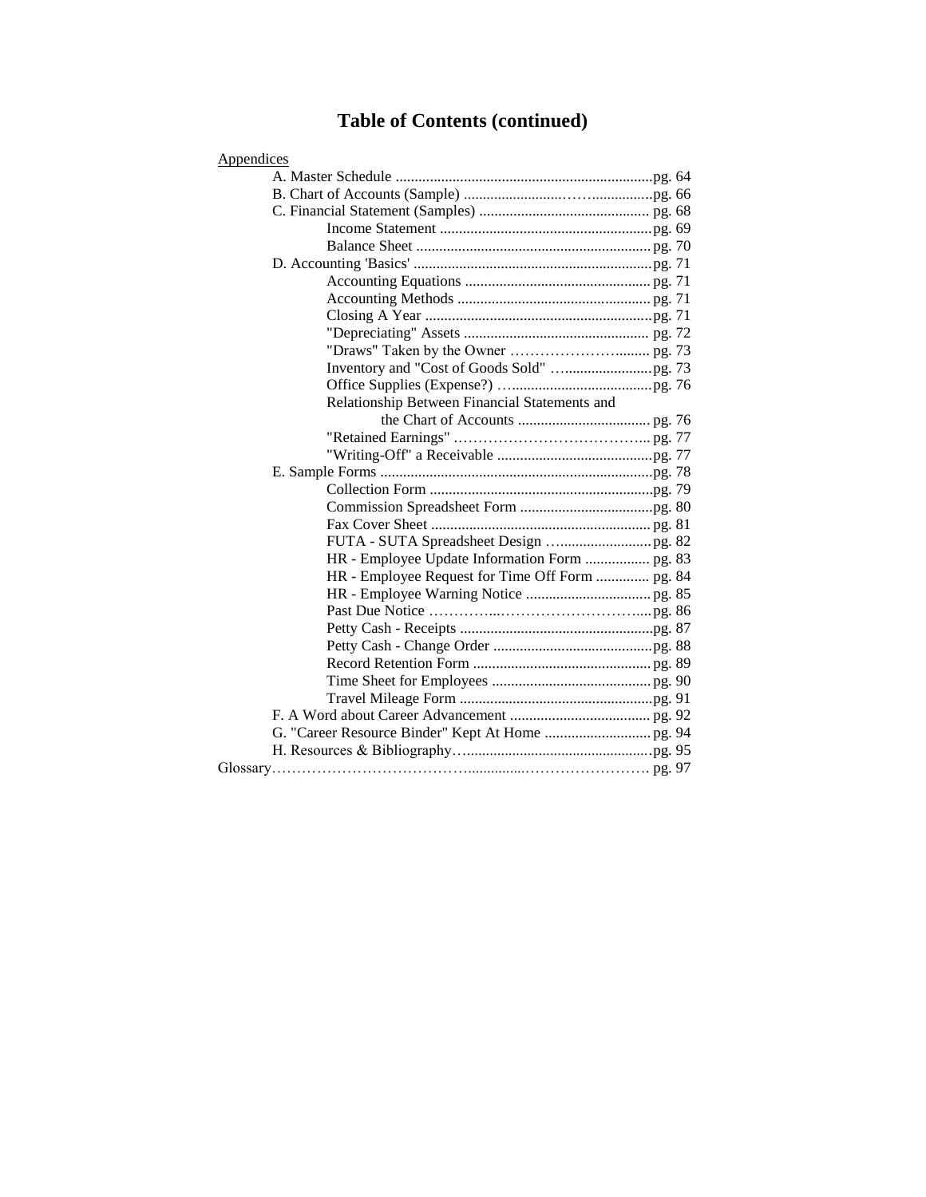# Table of Contents (continued)

Appendices

- A. Master Schedule .... pg. 64
- B. Chart of Accounts (Sample) .... pg. 66
- C. Financial Statement (Samples) .... pg. 68
  - Income Statement .... pg. 69
  - Balance Sheet .... pg. 70
- D. Accounting 'Basics' .... pg. 71
  - Accounting Equations .... pg. 71
  - Accounting Methods .... pg. 71
  - Closing A Year .... pg. 71
  - "Depreciating" Assets .... pg. 72
  - "Draws" Taken by the Owner .... pg. 73
  - Inventory and "Cost of Goods Sold" .... pg. 73
  - Office Supplies (Expense?) .... pg. 76
  - Relationship Between Financial Statements and the Chart of Accounts .... pg. 76
  - "Retained Earnings" .... pg. 77
  - "Writing-Off" a Receivable .... pg. 77
- E. Sample Forms .... pg. 78
  - Collection Form .... pg. 79
  - Commission Spreadsheet Form .... pg. 80
  - Fax Cover Sheet .... pg. 81
  - FUTA - SUTA Spreadsheet Design .... pg. 82
  - HR - Employee Update Information Form .... pg. 83
  - HR - Employee Request for Time Off Form .... pg. 84
  - HR - Employee Warning Notice .... pg. 85
  - Past Due Notice .... pg. 86
  - Petty Cash - Receipts .... pg. 87
  - Petty Cash - Change Order .... pg. 88
  - Record Retention Form .... pg. 89
  - Time Sheet for Employees .... pg. 90
  - Travel Mileage Form .... pg. 91
- F. A Word about Career Advancement .... pg. 92
- G. "Career Resource Binder" Kept At Home .... pg. 94
- H. Resources & Bibliography .... pg. 95

Glossary .... pg. 97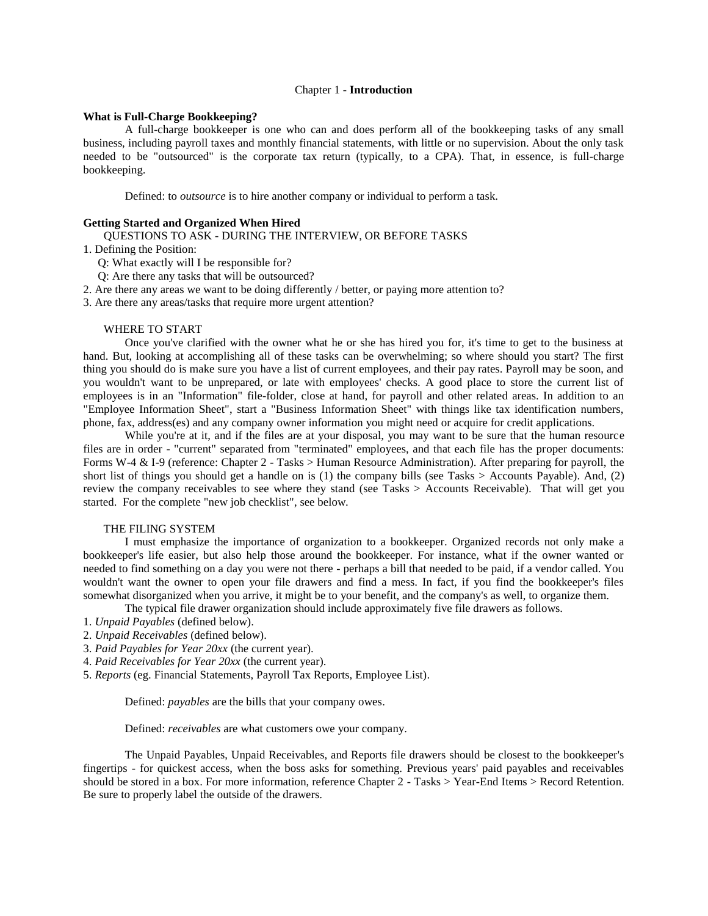# Chapter 1 - **Introduction**

## What is Full-Charge Bookkeeping?

A full-charge bookkeeper is one who can and does perform all of the bookkeeping tasks of any small business, including payroll taxes and monthly financial statements, with little or no supervision. About the only task needed to be "outsourced" is the corporate tax return (typically, to a CPA). That, in essence, is full-charge bookkeeping.

Defined: to *outsource* is to hire another company or individual to perform a task.

## Getting Started and Organized When Hired

### QUESTIONS TO ASK - DURING THE INTERVIEW, OR BEFORE TASKS

1. Defining the Position:
   - Q: What exactly will I be responsible for?
   - Q: Are there any tasks that will be outsourced?
2. Are there any areas we want to be doing differently / better, or paying more attention to?
3. Are there any areas/tasks that require more urgent attention?

### WHERE TO START

Once you've clarified with the owner what he or she has hired you for, it's time to get to the business at hand. But, looking at accomplishing all of these tasks can be overwhelming; so where should you start? The first thing you should do is make sure you have a list of current employees, and their pay rates. Payroll may be soon, and you wouldn't want to be unprepared, or late with employees' checks. A good place to store the current list of employees is in an "Information" file-folder, close at hand, for payroll and other related areas. In addition to an "Employee Information Sheet", start a "Business Information Sheet" with things like tax identification numbers, phone, fax, address(es) and any company owner information you might need or acquire for credit applications.

While you're at it, and if the files are at your disposal, you may want to be sure that the human resource files are in order - "current" separated from "terminated" employees, and that each file has the proper documents: Forms W-4 & I-9 (reference: Chapter 2 - Tasks > Human Resource Administration). After preparing for payroll, the short list of things you should get a handle on is (1) the company bills (see Tasks > Accounts Payable). And, (2) review the company receivables to see where they stand (see Tasks > Accounts Receivable). That will get you started. For the complete "new job checklist", see below.

### THE FILING SYSTEM

I must emphasize the importance of organization to a bookkeeper. Organized records not only make a bookkeeper's life easier, but also help those around the bookkeeper. For instance, what if the owner wanted or needed to find something on a day you were not there - perhaps a bill that needed to be paid, if a vendor called. You wouldn't want the owner to open your file drawers and find a mess. In fact, if you find the bookkeeper's files somewhat disorganized when you arrive, it might be to your benefit, and the company's as well, to organize them.

The typical file drawer organization should include approximately five file drawers as follows.

1. *Unpaid Payables* (defined below).
2. *Unpaid Receivables* (defined below).
3. *Paid Payables for Year 20xx* (the current year).
4. *Paid Receivables for Year 20xx* (the current year).
5. *Reports* (eg. Financial Statements, Payroll Tax Reports, Employee List).

Defined: *payables* are the bills that your company owes.

Defined: *receivables* are what customers owe your company.

The Unpaid Payables, Unpaid Receivables, and Reports file drawers should be closest to the bookkeeper's fingertips - for quickest access, when the boss asks for something. Previous years' paid payables and receivables should be stored in a box. For more information, reference Chapter 2 - Tasks > Year-End Items > Record Retention. Be sure to properly label the outside of the drawers.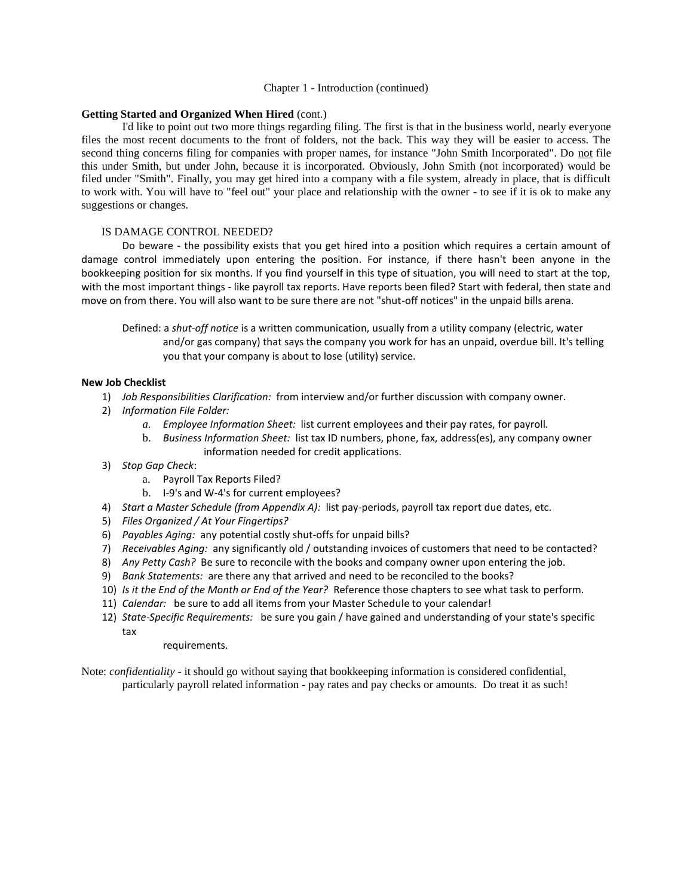Chapter 1 - Introduction (continued)

**Getting Started and Organized When Hired** (cont.)

I'd like to point out two more things regarding filing. The first is that in the business world, nearly everyone files the most recent documents to the front of folders, not the back. This way they will be easier to access. The second thing concerns filing for companies with proper names, for instance "John Smith Incorporated". Do not file this under Smith, but under John, because it is incorporated. Obviously, John Smith (not incorporated) would be filed under "Smith". Finally, you may get hired into a company with a file system, already in place, that is difficult to work with. You will have to "feel out" your place and relationship with the owner - to see if it is ok to make any suggestions or changes.

IS DAMAGE CONTROL NEEDED?

Do beware - the possibility exists that you get hired into a position which requires a certain amount of damage control immediately upon entering the position. For instance, if there hasn't been anyone in the bookkeeping position for six months. If you find yourself in this type of situation, you will need to start at the top, with the most important things - like payroll tax reports. Have reports been filed? Start with federal, then state and move on from there. You will also want to be sure there are not "shut-off notices" in the unpaid bills arena.

Defined: a *shut-off notice* is a written communication, usually from a utility company (electric, water and/or gas company) that says the company you work for has an unpaid, overdue bill. It's telling you that your company is about to lose (utility) service.

**New Job Checklist**

1) *Job Responsibilities Clarification:* from interview and/or further discussion with company owner.
2) *Information File Folder:*
   a. *Employee Information Sheet:* list current employees and their pay rates, for payroll.
   b. *Business Information Sheet:* list tax ID numbers, phone, fax, address(es), any company owner information needed for credit applications.
3) *Stop Gap Check*:
   a. Payroll Tax Reports Filed?
   b. I-9's and W-4's for current employees?
4) *Start a Master Schedule (from Appendix A):* list pay-periods, payroll tax report due dates, etc.
5) *Files Organized / At Your Fingertips?*
6) *Payables Aging:* any potential costly shut-offs for unpaid bills?
7) *Receivables Aging:* any significantly old / outstanding invoices of customers that need to be contacted?
8) *Any Petty Cash?* Be sure to reconcile with the books and company owner upon entering the job.
9) *Bank Statements:* are there any that arrived and need to be reconciled to the books?
10) *Is it the End of the Month or End of the Year?* Reference those chapters to see what task to perform.
11) *Calendar:* be sure to add all items from your Master Schedule to your calendar!
12) *State-Specific Requirements:* be sure you gain / have gained and understanding of your state's specific tax requirements.

Note: *confidentiality* - it should go without saying that bookkeeping information is considered confidential, particularly payroll related information - pay rates and pay checks or amounts. Do treat it as such!